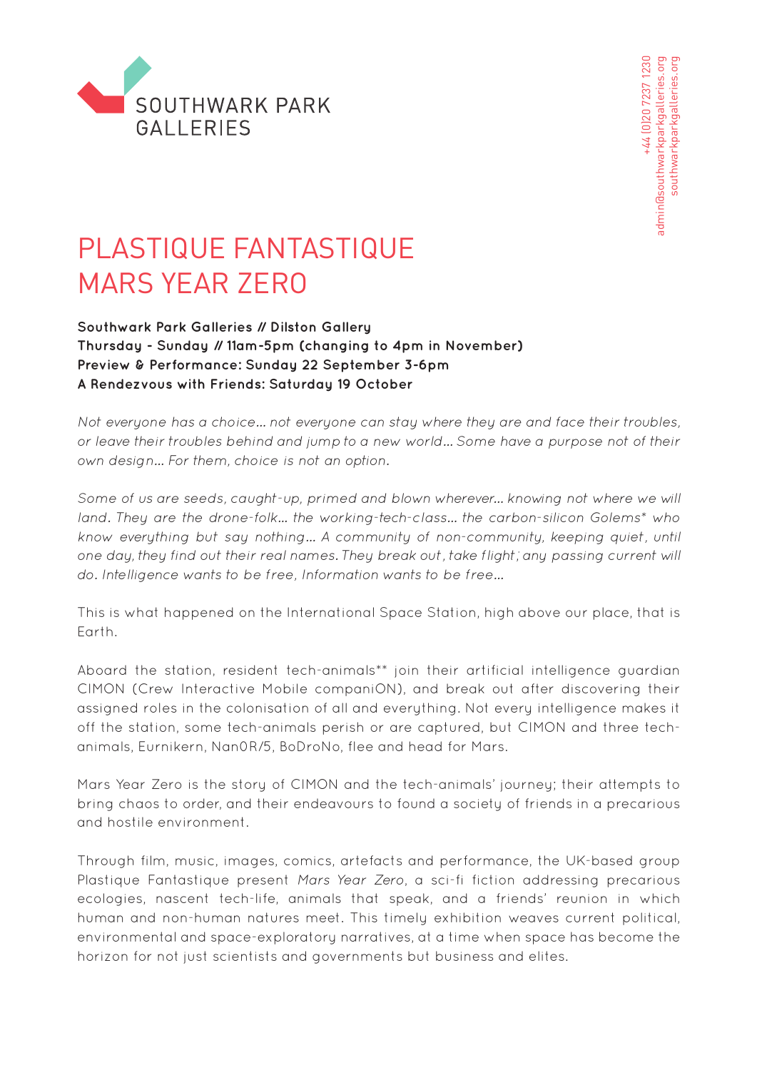SOUTHWARK PARK GALLERIES

+44 (0)20 7237 1230
admin@southwarkparkgalleries.org
southwarkparkgalleries.org

# PLASTIQUE FANTASTIQUE
# MARS YEAR ZERO

**Southwark Park Galleries // Dilston Gallery**
**Thursday - Sunday // 11am-5pm (changing to 4pm in November)**
**Preview & Performance: Sunday 22 September 3-6pm**
**A Rendezvous with Friends: Saturday 19 October**

*Not everyone has a choice… not everyone can stay where they are and face their troubles, or leave their troubles behind and jump to a new world… Some have a purpose not of their own design… For them, choice is not an option.*

*Some of us are seeds, caught-up, primed and blown wherever… knowing not where we will land. They are the drone-folk… the working-tech-class… the carbon-silicon Golems* who know everything but say nothing… A community of non-community, keeping quiet, until one day, they find out their real names. They break out, take flight; any passing current will do. Intelligence wants to be free, Information wants to be free…*

This is what happened on the International Space Station, high above our place, that is Earth.

Aboard the station, resident tech-animals** join their artificial intelligence guardian CIMON (Crew Interactive Mobile companiON), and break out after discovering their assigned roles in the colonisation of all and everything. Not every intelligence makes it off the station, some tech-animals perish or are captured, but CIMON and three tech-animals, Eurnikern, Nan0R/5, BoDroNo, flee and head for Mars.

Mars Year Zero is the story of CIMON and the tech-animals' journey; their attempts to bring chaos to order, and their endeavours to found a society of friends in a precarious and hostile environment.

Through film, music, images, comics, artefacts and performance, the UK-based group Plastique Fantastique present *Mars Year Zero*, a sci-fi fiction addressing precarious ecologies, nascent tech-life, animals that speak, and a friends' reunion in which human and non-human natures meet. This timely exhibition weaves current political, environmental and space-exploratory narratives, at a time when space has become the horizon for not just scientists and governments but business and elites.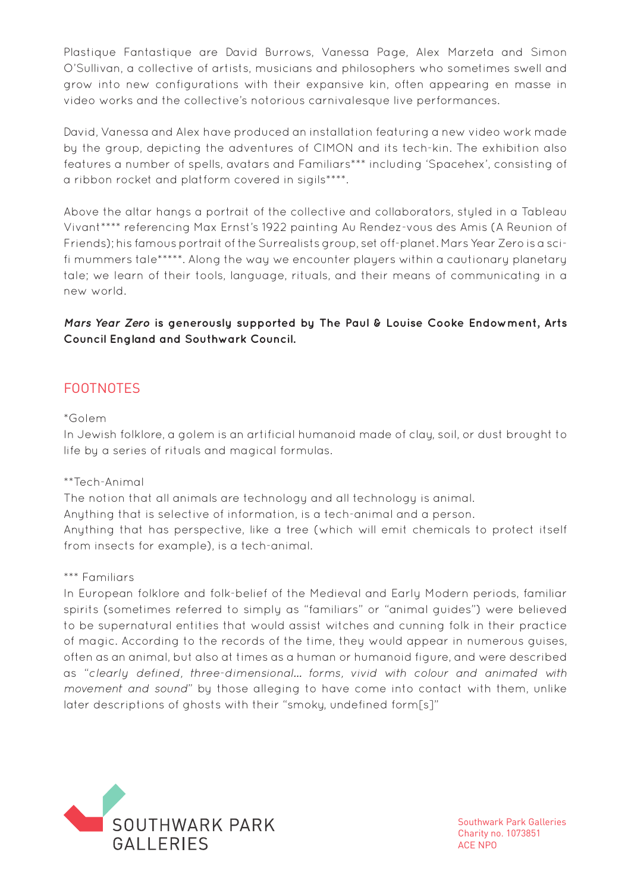Plastique Fantastique are David Burrows, Vanessa Page, Alex Marzeta and Simon O'Sullivan, a collective of artists, musicians and philosophers who sometimes swell and grow into new configurations with their expansive kin, often appearing en masse in video works and the collective's notorious carnivalesque live performances.

David, Vanessa and Alex have produced an installation featuring a new video work made by the group, depicting the adventures of CIMON and its tech-kin. The exhibition also features a number of spells, avatars and Familiars*** including 'Spacehex', consisting of a ribbon rocket and platform covered in sigils****.

Above the altar hangs a portrait of the collective and collaborators, styled in a Tableau Vivant**** referencing Max Ernst's 1922 painting Au Rendez-vous des Amis (A Reunion of Friends); his famous portrait of the Surrealists group, set off-planet. Mars Year Zero is a sci-fi mummers tale*****. Along the way we encounter players within a cautionary planetary tale; we learn of their tools, language, rituals, and their means of communicating in a new world.

***Mars Year Zero* is generously supported by The Paul & Louise Cooke Endowment, Arts Council England and Southwark Council.**

## FOOTNOTES

*Golem
In Jewish folklore, a golem is an artificial humanoid made of clay, soil, or dust brought to life by a series of rituals and magical formulas.

**Tech-Animal
The notion that all animals are technology and all technology is animal.
Anything that is selective of information, is a tech-animal and a person.
Anything that has perspective, like a tree (which will emit chemicals to protect itself from insects for example), is a tech-animal.

*** Familiars
In European folklore and folk-belief of the Medieval and Early Modern periods, familiar spirits (sometimes referred to simply as "familiars" or "animal guides") were believed to be supernatural entities that would assist witches and cunning folk in their practice of magic. According to the records of the time, they would appear in numerous guises, often as an animal, but also at times as a human or humanoid figure, and were described as "*clearly defined, three-dimensional... forms, vivid with colour and animated with movement and sound*" by those alleging to have come into contact with them, unlike later descriptions of ghosts with their "smoky, undefined form[s]"

SOUTHWARK PARK GALLERIES

Southwark Park Galleries
Charity no. 1073851
ACE NPO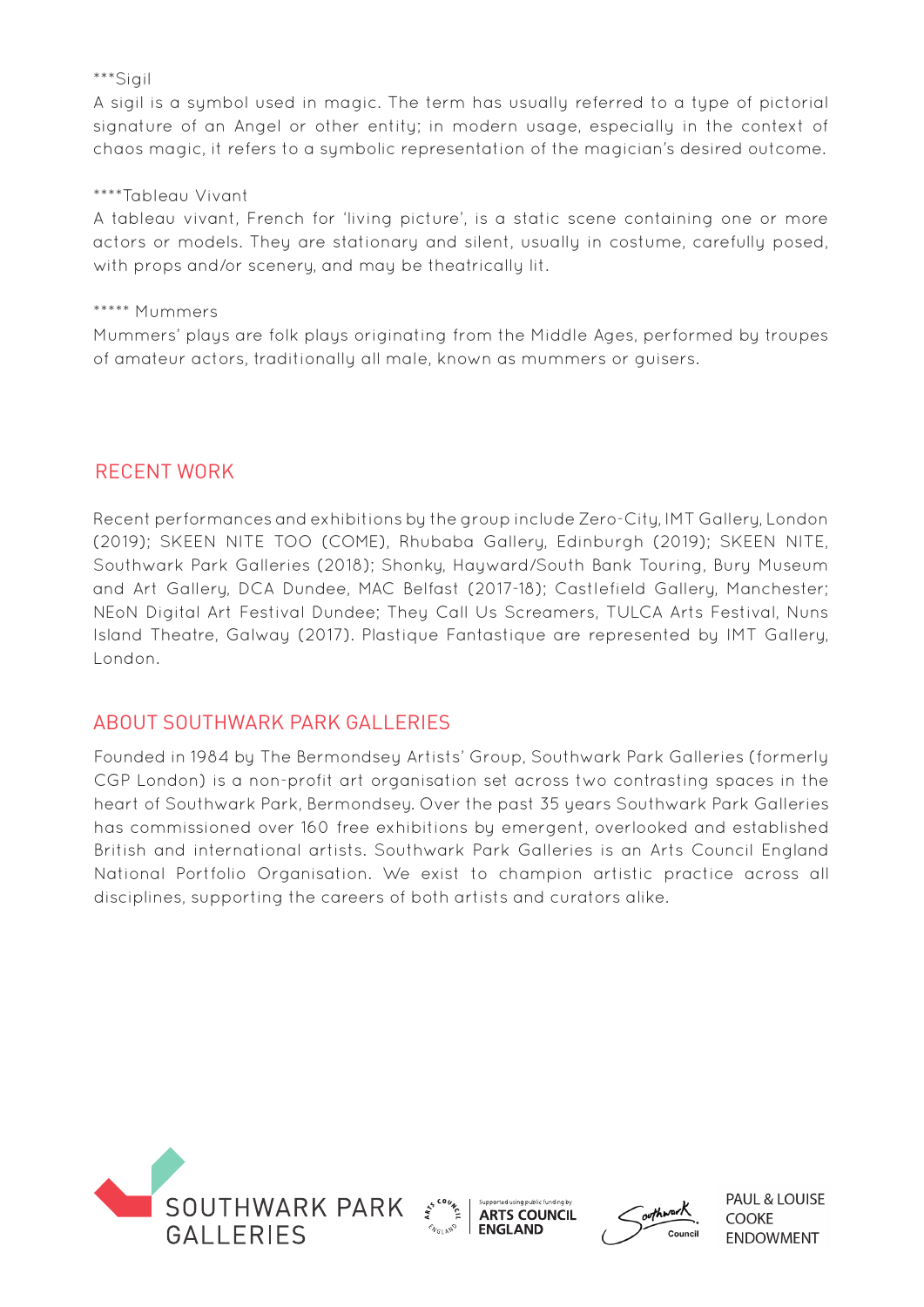***Sigil
A sigil is a symbol used in magic. The term has usually referred to a type of pictorial signature of an Angel or other entity; in modern usage, especially in the context of chaos magic, it refers to a symbolic representation of the magician's desired outcome.

****Tableau Vivant
A tableau vivant, French for 'living picture', is a static scene containing one or more actors or models. They are stationary and silent, usually in costume, carefully posed, with props and/or scenery, and may be theatrically lit.

***** Mummers
Mummers' plays are folk plays originating from the Middle Ages, performed by troupes of amateur actors, traditionally all male, known as mummers or guisers.

## RECENT WORK

Recent performances and exhibitions by the group include Zero-City, IMT Gallery, London (2019); SKEEN NITE TOO (COME), Rhubaba Gallery, Edinburgh (2019); SKEEN NITE, Southwark Park Galleries (2018); Shonky, Hayward/South Bank Touring, Bury Museum and Art Gallery, DCA Dundee, MAC Belfast (2017-18); Castlefield Gallery, Manchester; NEoN Digital Art Festival Dundee; They Call Us Screamers, TULCA Arts Festival, Nuns Island Theatre, Galway (2017). Plastique Fantastique are represented by IMT Gallery, London.

## ABOUT SOUTHWARK PARK GALLERIES

Founded in 1984 by The Bermondsey Artists' Group, Southwark Park Galleries (formerly CGP London) is a non-profit art organisation set across two contrasting spaces in the heart of Southwark Park, Bermondsey. Over the past 35 years Southwark Park Galleries has commissioned over 160 free exhibitions by emergent, overlooked and established British and international artists. Southwark Park Galleries is an Arts Council England National Portfolio Organisation. We exist to champion artistic practice across all disciplines, supporting the careers of both artists and curators alike.

SOUTHWARK PARK GALLERIES

Supported using public funding by ARTS COUNCIL ENGLAND

Southwark Council

PAUL & LOUISE COOKE ENDOWMENT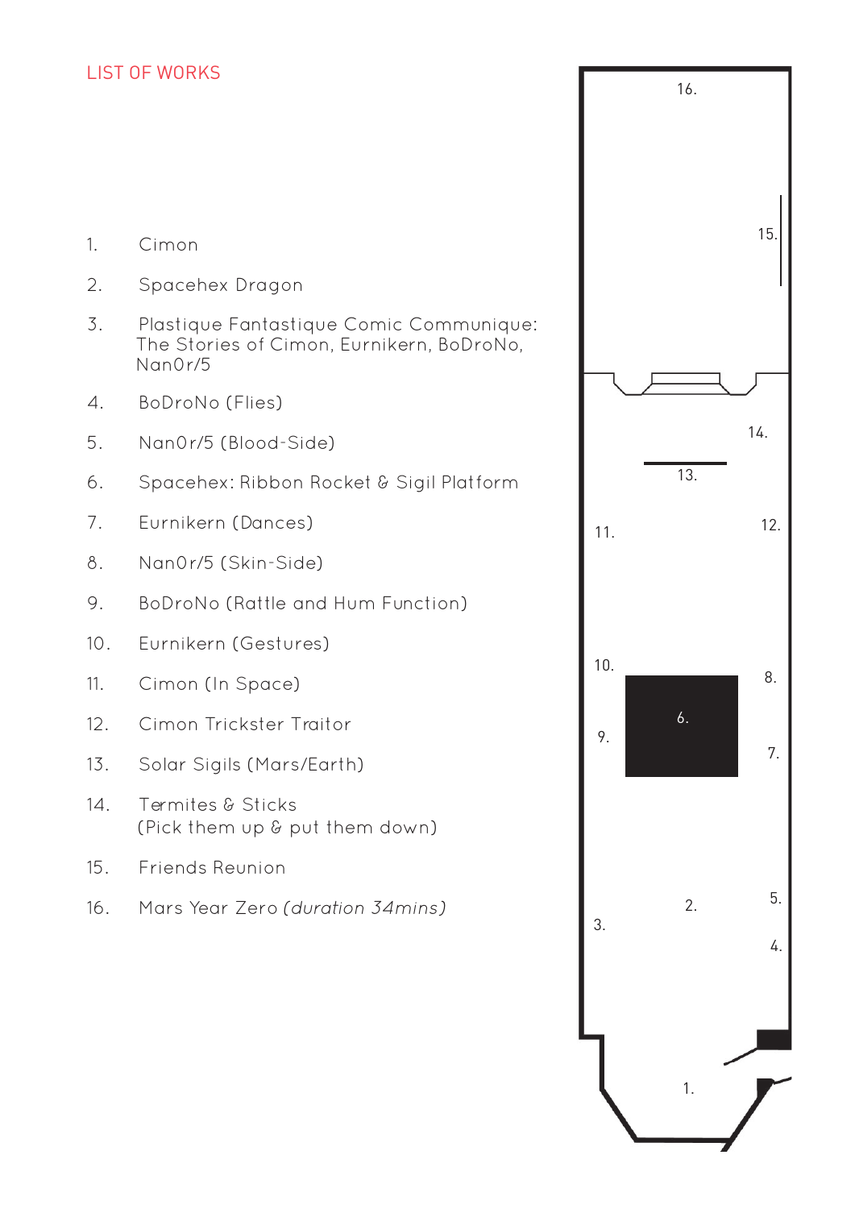## LIST OF WORKS

1. Cimon
2. Spacehex Dragon
3. Plastique Fantastique Comic Communique: The Stories of Cimon, Eurnikern, BoDroNo, Nan0r/5
4. BoDroNo (Flies)
5. Nan0r/5 (Blood-Side)
6. Spacehex: Ribbon Rocket & Sigil Platform
7. Eurnikern (Dances)
8. Nan0r/5 (Skin-Side)
9. BoDroNo (Rattle and Hum Function)
10. Eurnikern (Gestures)
11. Cimon (In Space)
12. Cimon Trickster Traitor
13. Solar Sigils (Mars/Earth)
14. Termites & Sticks (Pick them up & put them down)
15. Friends Reunion
16. Mars Year Zero *(duration 34mins)*

16.

15.

14.

13.

11.

12.

10.

8.

6.

9.

7.

5.

2.

3.

4.

1.